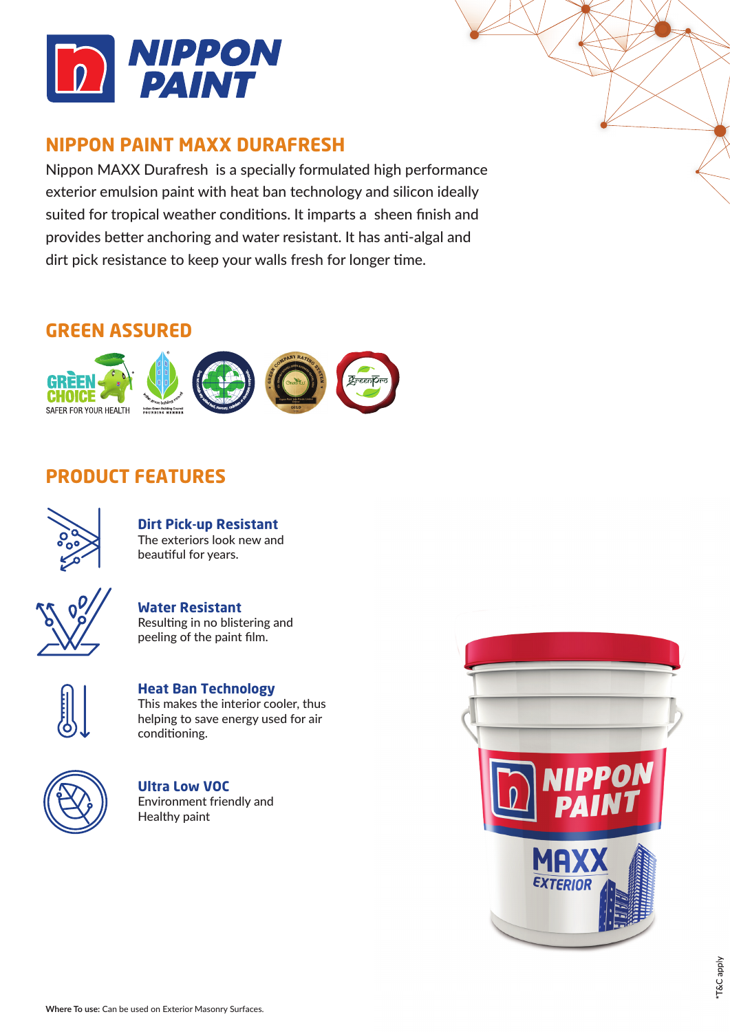# NIPPON PAINT

## NIPPON PAINT MAXX DURAFRESH

Nippon MAXX Durafresh is a specially formulated high performance exterior emulsion paint with heat ban technology and silicon ideally suited for tropical weather conditions. It imparts a sheen finish and provides better anchoring and water resistant. It has anti-algal and dirt pick resistance to keep your walls fresh for longer time.

## GREEN ASSURED

GREEN CHOICE
SAFER FOR YOUR HEALTH

## PRODUCT FEATURES

### Dirt Pick-up Resistant
The exteriors look new and beautiful for years.

### Water Resistant
Resulting in no blistering and peeling of the paint film.

### Heat Ban Technology
This makes the interior cooler, thus helping to save energy used for air conditioning.

### Ultra Low VOC
Environment friendly and Healthy paint

**Where To use:** Can be used on Exterior Masonry Surfaces.

*T&C apply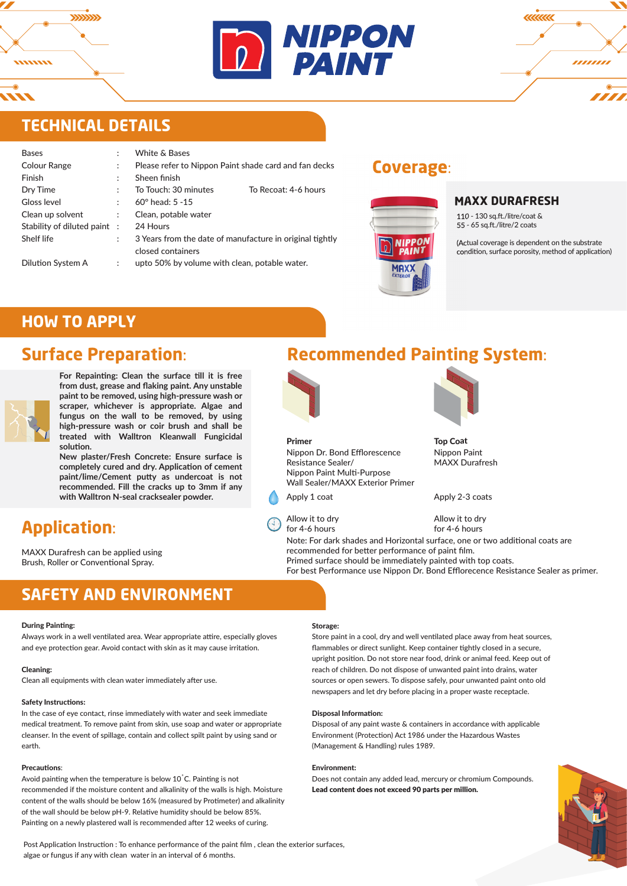# TECHNICAL DETAILS

| | | |
|---|---|---|
| Bases | : | White & Bases |
| Colour Range | : | Please refer to Nippon Paint shade card and fan decks |
| Finish | : | Sheen finish |
| Dry Time | : | To Touch: 30 minutes To Recoat: 4-6 hours |
| Gloss level | : | 60° head: 5 -15 |
| Clean up solvent | : | Clean, potable water |
| Stability of diluted paint | : | 24 Hours |
| Shelf life | : | 3 Years from the date of manufacture in original tightly closed containers |
| Dilution System A | : | upto 50% by volume with clean, potable water. |

## Coverage:

### MAXX DURAFRESH

110 - 130 sq.ft./litre/coat &
55 - 65 sq.ft./litre/2 coats

(Actual coverage is dependent on the substrate condition, surface porosity, method of application)

# HOW TO APPLY

## Surface Preparation:

**For Repainting: Clean the surface till it is free from dust, grease and flaking paint. Any unstable paint to be removed, using high-pressure wash or scraper, whichever is appropriate. Algae and fungus on the wall to be removed, by using high-pressure wash or coir brush and shall be treated with Walltron Kleanwall Fungicidal solution.**

**New plaster/Fresh Concrete: Ensure surface is completely cured and dry. Application of cement paint/lime/Cement putty as undercoat is not recommended. Fill the cracks up to 3mm if any with Walltron N-seal cracksealer powder.**

## Application:

MAXX Durafresh can be applied using Brush, Roller or Conventional Spray.

## Recommended Painting System:

| **Primer** | **Top Coat** |
|---|---|
| Nippon Dr. Bond Efflorescence Resistance Sealer/ Nippon Paint Multi-Purpose Wall Sealer/MAXX Exterior Primer | Nippon Paint MAXX Durafresh |
| Apply 1 coat | Apply 2-3 coats |
| Allow it to dry for 4-6 hours | Allow it to dry for 4-6 hours |

Note: For dark shades and Horizontal surface, one or two additional coats are recommended for better performance of paint film.
Primed surface should be immediately painted with top coats.
For best Performance use Nippon Dr. Bond Efflorescence Resistance Sealer as primer.

# SAFETY AND ENVIRONMENT

**During Painting:**
Always work in a well ventilated area. Wear appropriate attire, especially gloves and eye protection gear. Avoid contact with skin as it may cause irritation.

**Cleaning:**
Clean all equipments with clean water immediately after use.

**Safety Instructions:**
In the case of eye contact, rinse immediately with water and seek immediate medical treatment. To remove paint from skin, use soap and water or appropriate cleanser. In the event of spillage, contain and collect spilt paint by using sand or earth.

**Precautions:**
Avoid painting when the temperature is below 10°C. Painting is not recommended if the moisture content and alkalinity of the walls is high. Moisture content of the walls should be below 16% (measured by Protimeter) and alkalinity of the wall should be below pH-9. Relative humidity should be below 85%. Painting on a newly plastered wall is recommended after 12 weeks of curing.

**Storage:**
Store paint in a cool, dry and well ventilated place away from heat sources, flammables or direct sunlight. Keep container tightly closed in a secure, upright position. Do not store near food, drink or animal feed. Keep out of reach of children. Do not dispose of unwanted paint into drains, water sources or open sewers. To dispose safely, pour unwanted paint onto old newspapers and let dry before placing in a proper waste receptacle.

**Disposal Information:**
Disposal of any paint waste & containers in accordance with applicable Environment (Protection) Act 1986 under the Hazardous Wastes (Management & Handling) rules 1989.

**Environment:**
Does not contain any added lead, mercury or chromium Compounds.
**Lead content does not exceed 90 parts per million.**

Post Application Instruction : To enhance performance of the paint film , clean the exterior surfaces, algae or fungus if any with clean water in an interval of 6 months.